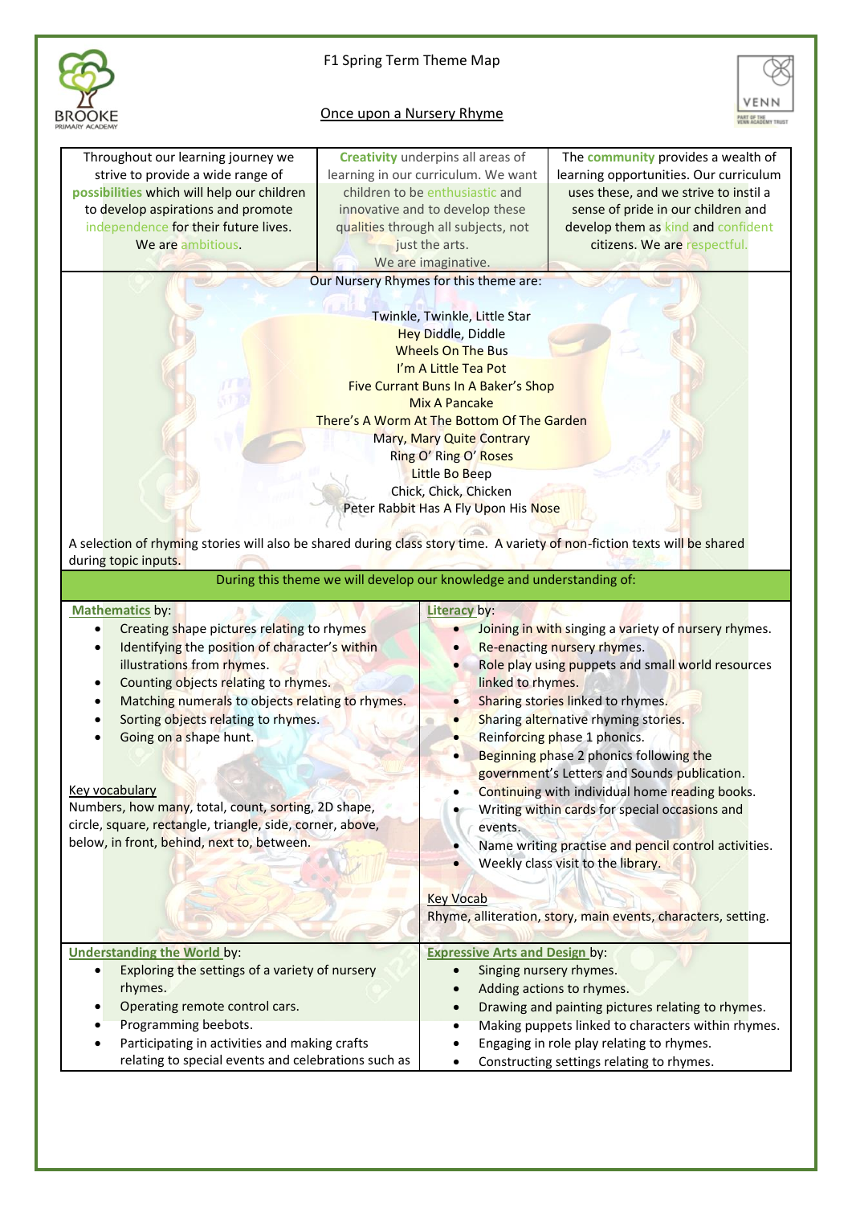F1 Spring Term Theme Map

# Once upon a Nursery Rhyme

| Throughout our learning journey we strive to provide a wide range of **possibilities** which will help our children to develop aspirations and promote independence for their future lives. We are ambitious. | **Creativity** underpins all areas of learning in our curriculum. We want children to be enthusiastic and innovative and to develop these qualities through all subjects, not just the arts. We are imaginative. | The **community** provides a wealth of learning opportunities. Our curriculum uses these, and we strive to instil a sense of pride in our children and develop them as kind and confident citizens. We are respectful. |
|---|---|---|

Our Nursery Rhymes for this theme are:

Twinkle, Twinkle, Little Star
Hey Diddle, Diddle
Wheels On The Bus
I'm A Little Tea Pot
Five Currant Buns In A Baker's Shop
Mix A Pancake
There's A Worm At The Bottom Of The Garden
Mary, Mary Quite Contrary
Ring O' Ring O' Roses
Little Bo Beep
Chick, Chick, Chicken
Peter Rabbit Has A Fly Upon His Nose

A selection of rhyming stories will also be shared during class story time. A variety of non-fiction texts will be shared during topic inputs.

During this theme we will develop our knowledge and understanding of:

**Mathematics** by:

- Creating shape pictures relating to rhymes
- Identifying the position of character's within illustrations from rhymes.
- Counting objects relating to rhymes.
- Matching numerals to objects relating to rhymes.
- Sorting objects relating to rhymes.
- Going on a shape hunt.

Key vocabulary
Numbers, how many, total, count, sorting, 2D shape, circle, square, rectangle, triangle, side, corner, above, below, in front, behind, next to, between.

**Literacy** by:

- Joining in with singing a variety of nursery rhymes.
- Re-enacting nursery rhymes.
- Role play using puppets and small world resources linked to rhymes.
- Sharing stories linked to rhymes.
- Sharing alternative rhyming stories.
- Reinforcing phase 1 phonics.
- Beginning phase 2 phonics following the government's Letters and Sounds publication.
- Continuing with individual home reading books.
- Writing within cards for special occasions and events.
- Name writing practise and pencil control activities.
- Weekly class visit to the library.

Key Vocab
Rhyme, alliteration, story, main events, characters, setting.

**Understanding the World** by:

- Exploring the settings of a variety of nursery rhymes.
- Operating remote control cars.
- Programming beebots.
- Participating in activities and making crafts relating to special events and celebrations such as

**Expressive Arts and Design** by:

- Singing nursery rhymes.
- Adding actions to rhymes.
- Drawing and painting pictures relating to rhymes.
- Making puppets linked to characters within rhymes.
- Engaging in role play relating to rhymes.
- Constructing settings relating to rhymes.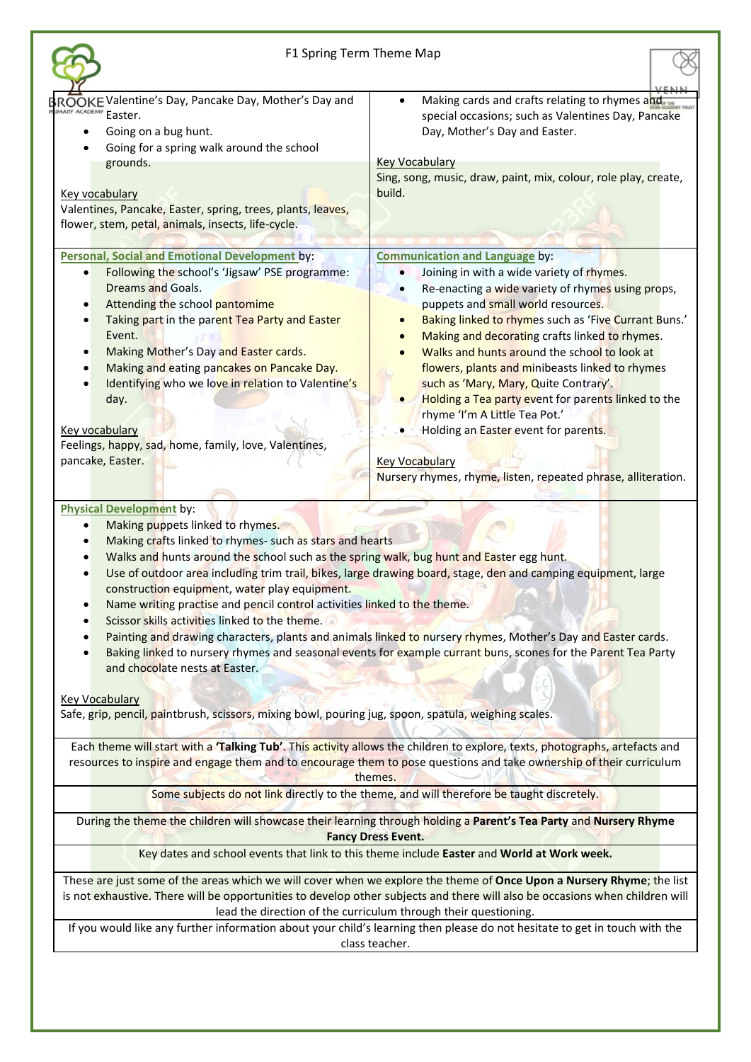# F1 Spring Term Theme Map

Valentine's Day, Pancake Day, Mother's Day and Easter.

- Going on a bug hunt.
- Going for a spring walk around the school grounds.

Key vocabulary
Valentines, Pancake, Easter, spring, trees, plants, leaves, flower, stem, petal, animals, insects, life-cycle.

- Making cards and crafts relating to rhymes and special occasions; such as Valentines Day, Pancake Day, Mother's Day and Easter.

Key Vocabulary
Sing, song, music, draw, paint, mix, colour, role play, create, build.

**Personal, Social and Emotional Development** by:

- Following the school's 'Jigsaw' PSE programme: Dreams and Goals.
- Attending the school pantomime
- Taking part in the parent Tea Party and Easter Event.
- Making Mother's Day and Easter cards.
- Making and eating pancakes on Pancake Day.
- Identifying who we love in relation to Valentine's day.

Key vocabulary
Feelings, happy, sad, home, family, love, Valentines, pancake, Easter.

**Communication and Language** by:

- Joining in with a wide variety of rhymes.
- Re-enacting a wide variety of rhymes using props, puppets and small world resources.
- Baking linked to rhymes such as 'Five Currant Buns.'
- Making and decorating crafts linked to rhymes.
- Walks and hunts around the school to look at flowers, plants and minibeasts linked to rhymes such as 'Mary, Mary, Quite Contrary'.
- Holding a Tea party event for parents linked to the rhyme 'I'm A Little Tea Pot.'
- Holding an Easter event for parents.

Key Vocabulary
Nursery rhymes, rhyme, listen, repeated phrase, alliteration.

**Physical Development** by:

- Making puppets linked to rhymes.
- Making crafts linked to rhymes- such as stars and hearts
- Walks and hunts around the school such as the spring walk, bug hunt and Easter egg hunt.
- Use of outdoor area including trim trail, bikes, large drawing board, stage, den and camping equipment, large construction equipment, water play equipment.
- Name writing practise and pencil control activities linked to the theme.
- Scissor skills activities linked to the theme.
- Painting and drawing characters, plants and animals linked to nursery rhymes, Mother's Day and Easter cards.
- Baking linked to nursery rhymes and seasonal events for example currant buns, scones for the Parent Tea Party and chocolate nests at Easter.

Key Vocabulary
Safe, grip, pencil, paintbrush, scissors, mixing bowl, pouring jug, spoon, spatula, weighing scales.

Each theme will start with a **'Talking Tub'**. This activity allows the children to explore, texts, photographs, artefacts and resources to inspire and engage them and to encourage them to pose questions and take ownership of their curriculum themes.

Some subjects do not link directly to the theme, and will therefore be taught discretely.

During the theme the children will showcase their learning through holding a **Parent's Tea Party** and **Nursery Rhyme Fancy Dress Event.**

Key dates and school events that link to this theme include **Easter** and **World at Work week.**

These are just some of the areas which we will cover when we explore the theme of **Once Upon a Nursery Rhyme**; the list is not exhaustive. There will be opportunities to develop other subjects and there will also be occasions when children will lead the direction of the curriculum through their questioning.

If you would like any further information about your child's learning then please do not hesitate to get in touch with the class teacher.